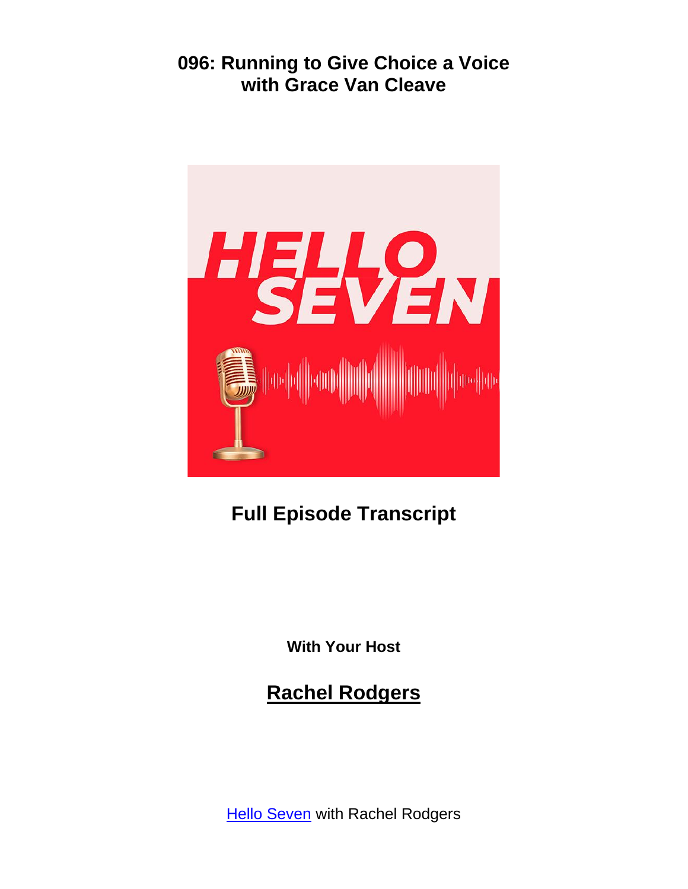# 096: Running to Give Choice a Voice with Grace Van Cleave

## Full Episode Transcript

**With Your Host**

## Rachel Rodgers

Hello Seven with Rachel Rodgers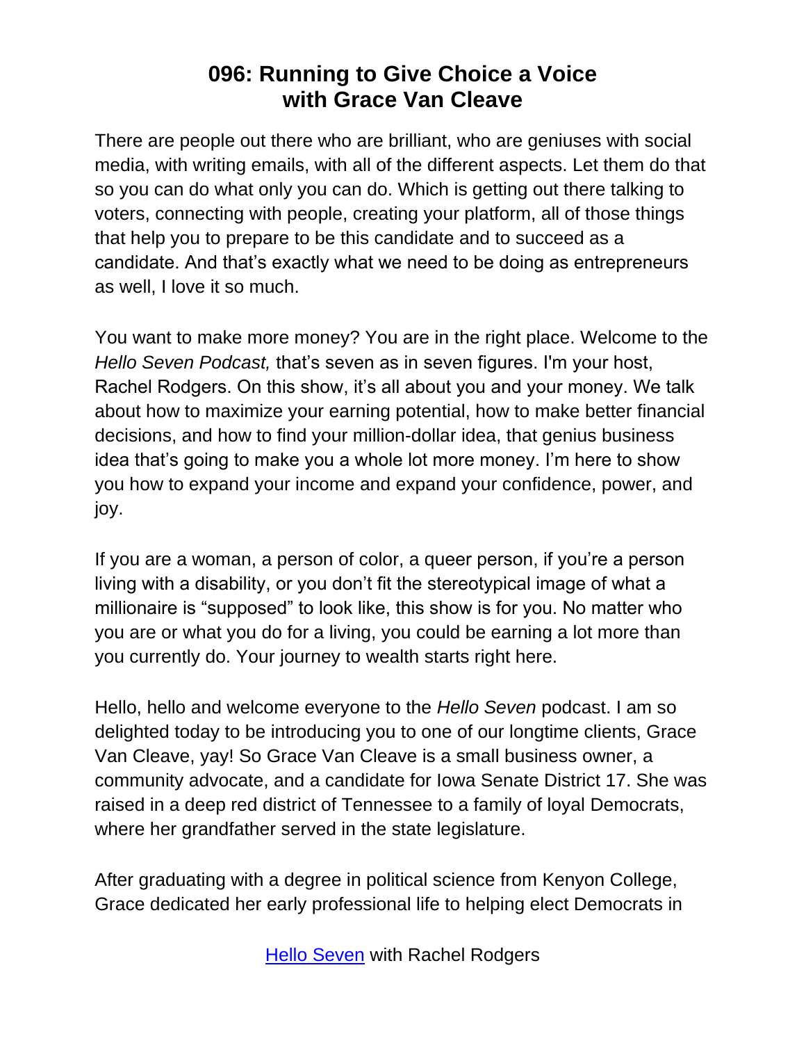# 096: Running to Give Choice a Voice with Grace Van Cleave

There are people out there who are brilliant, who are geniuses with social media, with writing emails, with all of the different aspects. Let them do that so you can do what only you can do. Which is getting out there talking to voters, connecting with people, creating your platform, all of those things that help you to prepare to be this candidate and to succeed as a candidate. And that's exactly what we need to be doing as entrepreneurs as well, I love it so much.

You want to make more money? You are in the right place. Welcome to the *Hello Seven Podcast,* that's seven as in seven figures. I'm your host, Rachel Rodgers. On this show, it's all about you and your money. We talk about how to maximize your earning potential, how to make better financial decisions, and how to find your million-dollar idea, that genius business idea that's going to make you a whole lot more money. I'm here to show you how to expand your income and expand your confidence, power, and joy.

If you are a woman, a person of color, a queer person, if you're a person living with a disability, or you don't fit the stereotypical image of what a millionaire is "supposed" to look like, this show is for you. No matter who you are or what you do for a living, you could be earning a lot more than you currently do. Your journey to wealth starts right here.

Hello, hello and welcome everyone to the *Hello Seven* podcast. I am so delighted today to be introducing you to one of our longtime clients, Grace Van Cleave, yay! So Grace Van Cleave is a small business owner, a community advocate, and a candidate for Iowa Senate District 17. She was raised in a deep red district of Tennessee to a family of loyal Democrats, where her grandfather served in the state legislature.

After graduating with a degree in political science from Kenyon College, Grace dedicated her early professional life to helping elect Democrats in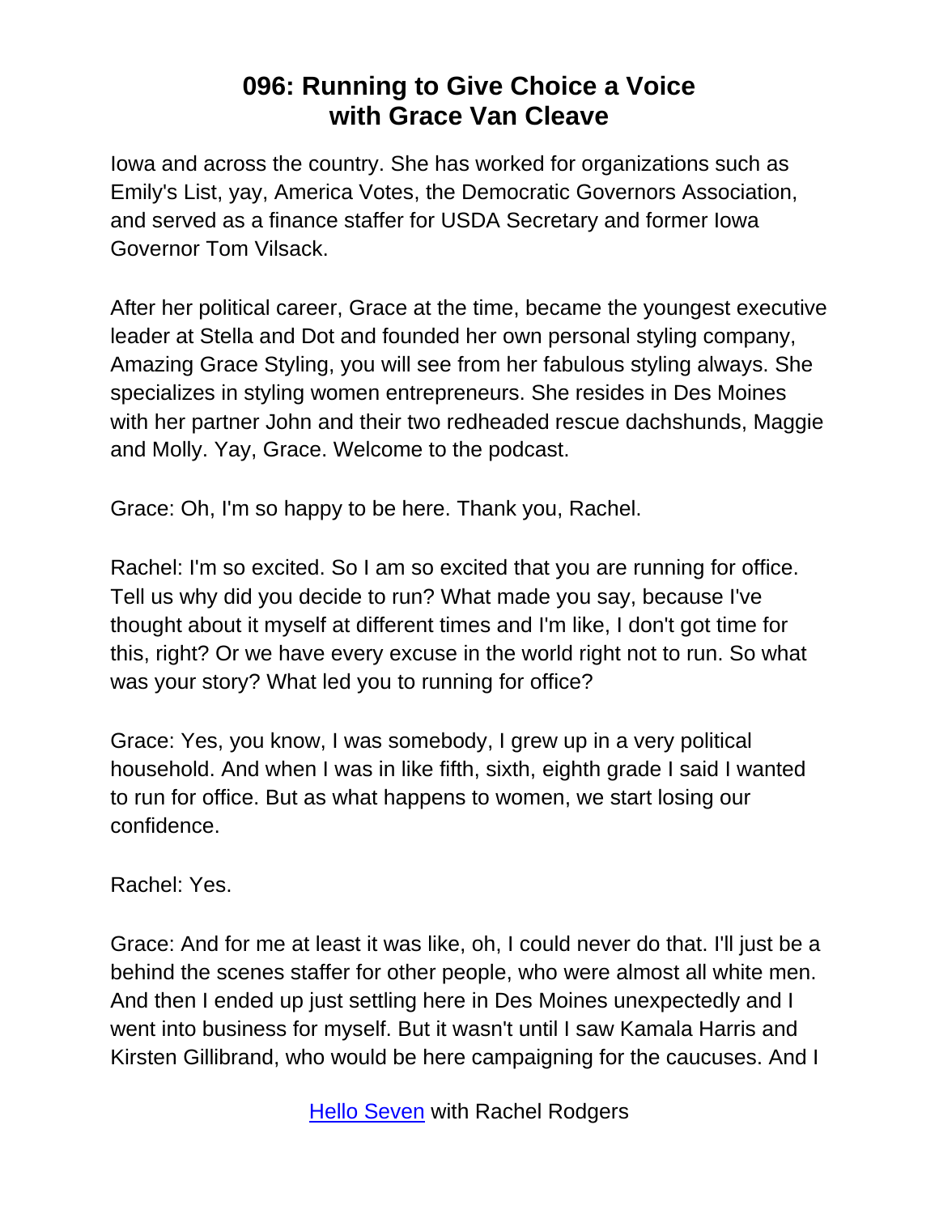Iowa and across the country. She has worked for organizations such as Emily's List, yay, America Votes, the Democratic Governors Association, and served as a finance staffer for USDA Secretary and former Iowa Governor Tom Vilsack.

After her political career, Grace at the time, became the youngest executive leader at Stella and Dot and founded her own personal styling company, Amazing Grace Styling, you will see from her fabulous styling always. She specializes in styling women entrepreneurs. She resides in Des Moines with her partner John and their two redheaded rescue dachshunds, Maggie and Molly. Yay, Grace. Welcome to the podcast.

Grace: Oh, I'm so happy to be here. Thank you, Rachel.

Rachel: I'm so excited. So I am so excited that you are running for office. Tell us why did you decide to run? What made you say, because I've thought about it myself at different times and I'm like, I don't got time for this, right? Or we have every excuse in the world right not to run. So what was your story? What led you to running for office?

Grace: Yes, you know, I was somebody, I grew up in a very political household. And when I was in like fifth, sixth, eighth grade I said I wanted to run for office. But as what happens to women, we start losing our confidence.

Rachel: Yes.

Grace: And for me at least it was like, oh, I could never do that. I'll just be a behind the scenes staffer for other people, who were almost all white men. And then I ended up just settling here in Des Moines unexpectedly and I went into business for myself. But it wasn't until I saw Kamala Harris and Kirsten Gillibrand, who would be here campaigning for the caucuses. And I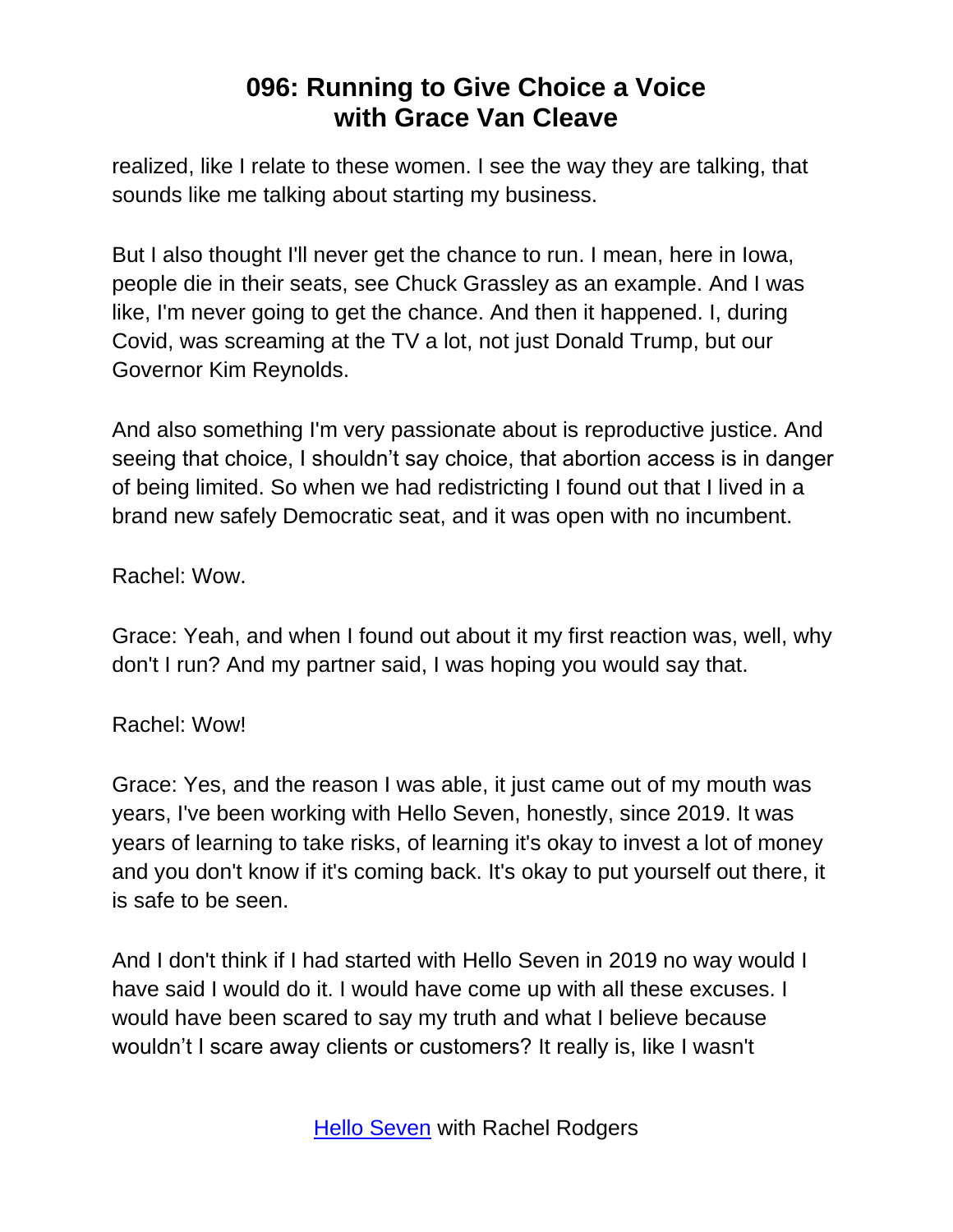realized, like I relate to these women. I see the way they are talking, that sounds like me talking about starting my business.

But I also thought I'll never get the chance to run. I mean, here in Iowa, people die in their seats, see Chuck Grassley as an example. And I was like, I'm never going to get the chance. And then it happened. I, during Covid, was screaming at the TV a lot, not just Donald Trump, but our Governor Kim Reynolds.

And also something I'm very passionate about is reproductive justice. And seeing that choice, I shouldn't say choice, that abortion access is in danger of being limited. So when we had redistricting I found out that I lived in a brand new safely Democratic seat, and it was open with no incumbent.

Rachel: Wow.

Grace: Yeah, and when I found out about it my first reaction was, well, why don't I run? And my partner said, I was hoping you would say that.

Rachel: Wow!

Grace: Yes, and the reason I was able, it just came out of my mouth was years, I've been working with Hello Seven, honestly, since 2019. It was years of learning to take risks, of learning it's okay to invest a lot of money and you don't know if it's coming back. It's okay to put yourself out there, it is safe to be seen.

And I don't think if I had started with Hello Seven in 2019 no way would I have said I would do it. I would have come up with all these excuses. I would have been scared to say my truth and what I believe because wouldn't I scare away clients or customers? It really is, like I wasn't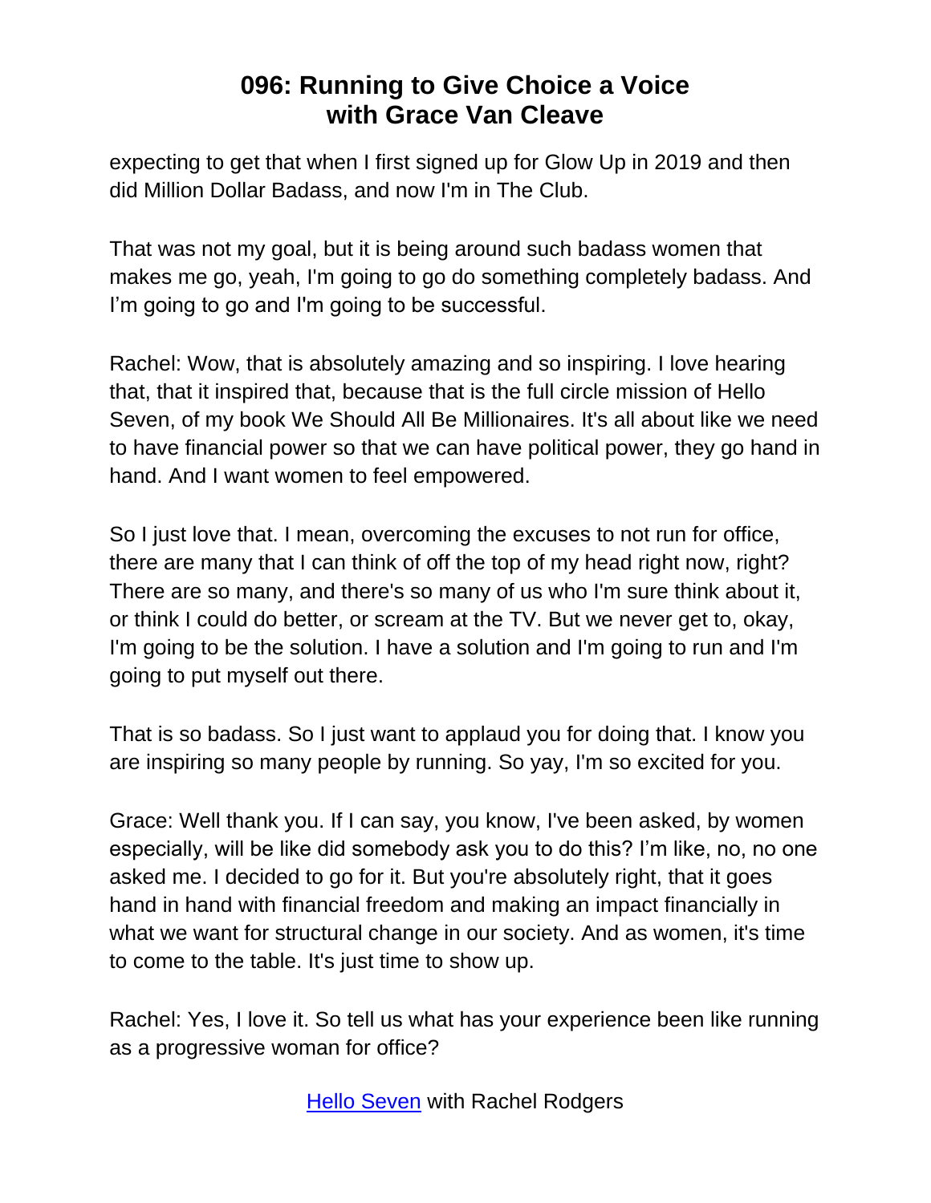expecting to get that when I first signed up for Glow Up in 2019 and then did Million Dollar Badass, and now I'm in The Club.

That was not my goal, but it is being around such badass women that makes me go, yeah, I'm going to go do something completely badass. And I'm going to go and I'm going to be successful.

Rachel: Wow, that is absolutely amazing and so inspiring. I love hearing that, that it inspired that, because that is the full circle mission of Hello Seven, of my book We Should All Be Millionaires. It's all about like we need to have financial power so that we can have political power, they go hand in hand. And I want women to feel empowered.

So I just love that. I mean, overcoming the excuses to not run for office, there are many that I can think of off the top of my head right now, right? There are so many, and there's so many of us who I'm sure think about it, or think I could do better, or scream at the TV. But we never get to, okay, I'm going to be the solution. I have a solution and I'm going to run and I'm going to put myself out there.

That is so badass. So I just want to applaud you for doing that. I know you are inspiring so many people by running. So yay, I'm so excited for you.

Grace: Well thank you. If I can say, you know, I've been asked, by women especially, will be like did somebody ask you to do this? I'm like, no, no one asked me. I decided to go for it. But you're absolutely right, that it goes hand in hand with financial freedom and making an impact financially in what we want for structural change in our society. And as women, it's time to come to the table. It's just time to show up.

Rachel: Yes, I love it. So tell us what has your experience been like running as a progressive woman for office?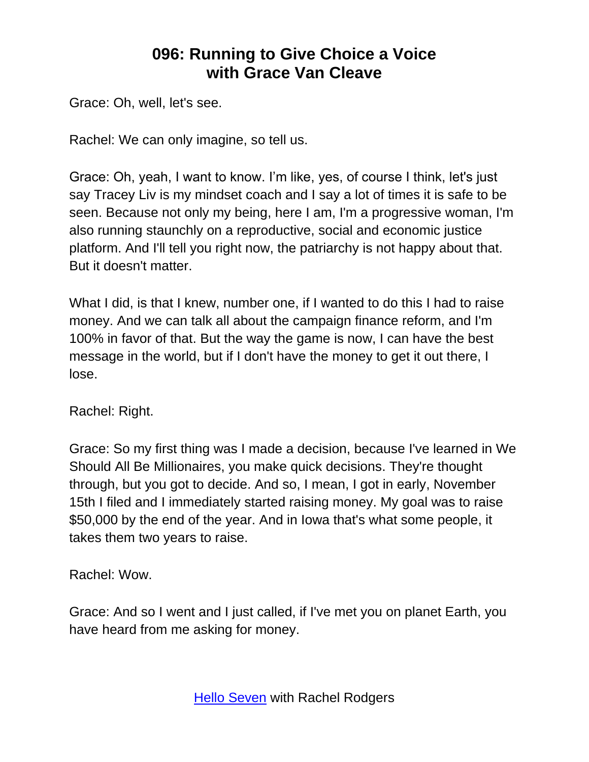Grace: Oh, well, let's see.

Rachel: We can only imagine, so tell us.

Grace: Oh, yeah, I want to know. I'm like, yes, of course I think, let's just say Tracey Liv is my mindset coach and I say a lot of times it is safe to be seen. Because not only my being, here I am, I'm a progressive woman, I'm also running staunchly on a reproductive, social and economic justice platform. And I'll tell you right now, the patriarchy is not happy about that. But it doesn't matter.

What I did, is that I knew, number one, if I wanted to do this I had to raise money. And we can talk all about the campaign finance reform, and I'm 100% in favor of that. But the way the game is now, I can have the best message in the world, but if I don't have the money to get it out there, I lose.

Rachel: Right.

Grace: So my first thing was I made a decision, because I've learned in We Should All Be Millionaires, you make quick decisions. They're thought through, but you got to decide. And so, I mean, I got in early, November 15th I filed and I immediately started raising money. My goal was to raise $50,000 by the end of the year. And in Iowa that's what some people, it takes them two years to raise.

Rachel: Wow.

Grace: And so I went and I just called, if I've met you on planet Earth, you have heard from me asking for money.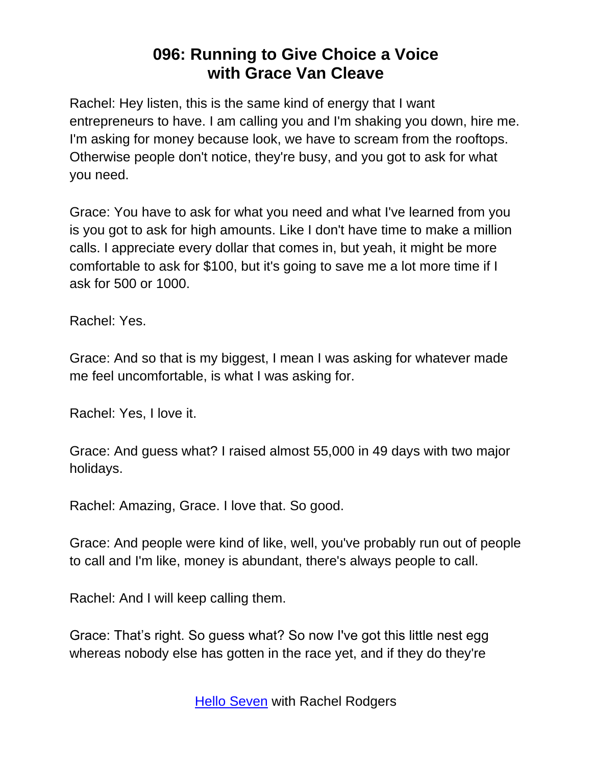# 096: Running to Give Choice a Voice with Grace Van Cleave

Rachel: Hey listen, this is the same kind of energy that I want entrepreneurs to have. I am calling you and I'm shaking you down, hire me. I'm asking for money because look, we have to scream from the rooftops. Otherwise people don't notice, they're busy, and you got to ask for what you need.

Grace: You have to ask for what you need and what I've learned from you is you got to ask for high amounts. Like I don't have time to make a million calls. I appreciate every dollar that comes in, but yeah, it might be more comfortable to ask for $100, but it's going to save me a lot more time if I ask for 500 or 1000.

Rachel: Yes.

Grace: And so that is my biggest, I mean I was asking for whatever made me feel uncomfortable, is what I was asking for.

Rachel: Yes, I love it.

Grace: And guess what? I raised almost 55,000 in 49 days with two major holidays.

Rachel: Amazing, Grace. I love that. So good.

Grace: And people were kind of like, well, you've probably run out of people to call and I'm like, money is abundant, there's always people to call.

Rachel: And I will keep calling them.

Grace: That's right. So guess what? So now I've got this little nest egg whereas nobody else has gotten in the race yet, and if they do they're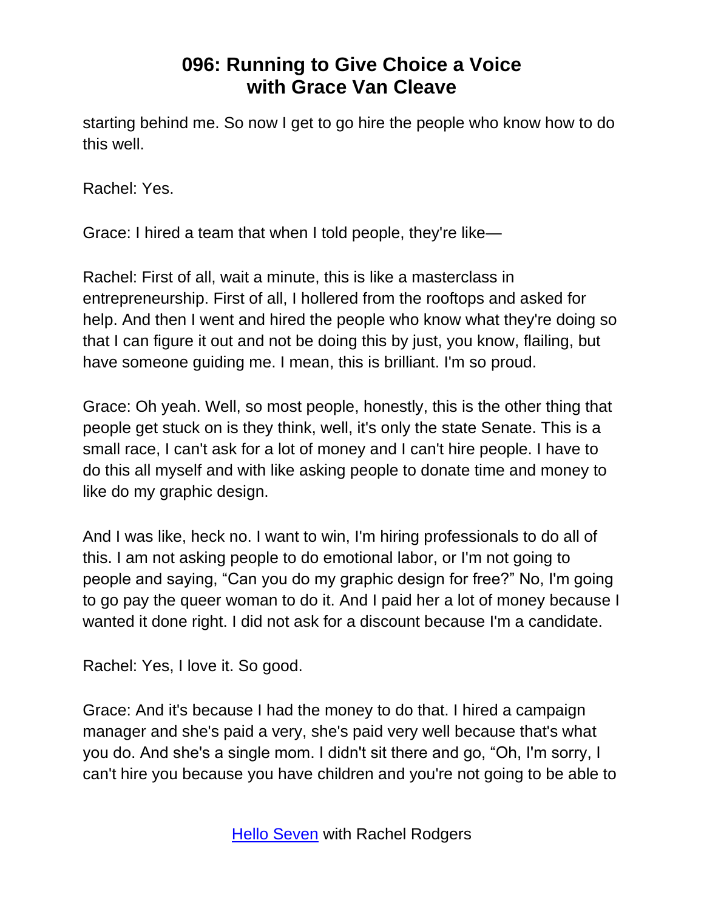starting behind me. So now I get to go hire the people who know how to do this well.

Rachel: Yes.

Grace: I hired a team that when I told people, they're like—

Rachel: First of all, wait a minute, this is like a masterclass in entrepreneurship. First of all, I hollered from the rooftops and asked for help. And then I went and hired the people who know what they're doing so that I can figure it out and not be doing this by just, you know, flailing, but have someone guiding me. I mean, this is brilliant. I'm so proud.

Grace: Oh yeah. Well, so most people, honestly, this is the other thing that people get stuck on is they think, well, it's only the state Senate. This is a small race, I can't ask for a lot of money and I can't hire people. I have to do this all myself and with like asking people to donate time and money to like do my graphic design.

And I was like, heck no. I want to win, I'm hiring professionals to do all of this. I am not asking people to do emotional labor, or I'm not going to people and saying, "Can you do my graphic design for free?" No, I'm going to go pay the queer woman to do it. And I paid her a lot of money because I wanted it done right. I did not ask for a discount because I'm a candidate.

Rachel: Yes, I love it. So good.

Grace: And it's because I had the money to do that. I hired a campaign manager and she's paid a very, she's paid very well because that's what you do. And she's a single mom. I didn't sit there and go, "Oh, I'm sorry, I can't hire you because you have children and you're not going to be able to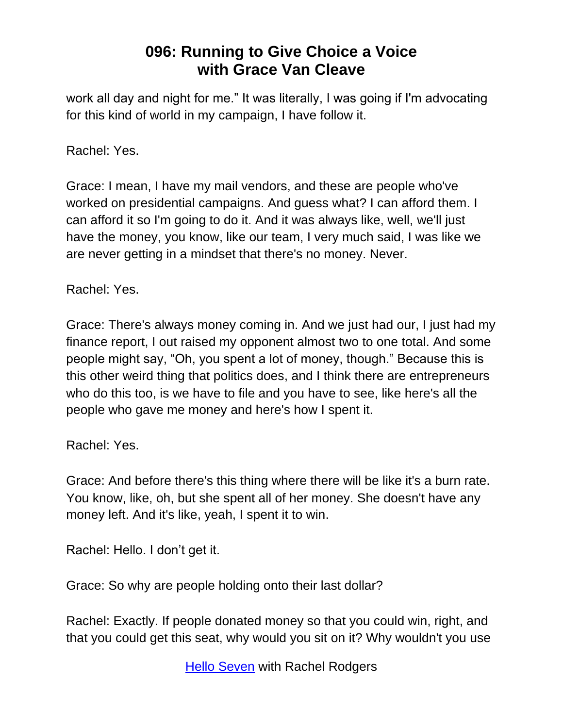work all day and night for me." It was literally, I was going if I'm advocating for this kind of world in my campaign, I have follow it.

Rachel: Yes.

Grace: I mean, I have my mail vendors, and these are people who've worked on presidential campaigns. And guess what? I can afford them. I can afford it so I'm going to do it. And it was always like, well, we'll just have the money, you know, like our team, I very much said, I was like we are never getting in a mindset that there's no money. Never.

Rachel: Yes.

Grace: There's always money coming in. And we just had our, I just had my finance report, I out raised my opponent almost two to one total. And some people might say, "Oh, you spent a lot of money, though." Because this is this other weird thing that politics does, and I think there are entrepreneurs who do this too, is we have to file and you have to see, like here's all the people who gave me money and here's how I spent it.

Rachel: Yes.

Grace: And before there's this thing where there will be like it's a burn rate. You know, like, oh, but she spent all of her money. She doesn't have any money left. And it's like, yeah, I spent it to win.

Rachel: Hello. I don't get it.

Grace: So why are people holding onto their last dollar?

Rachel: Exactly. If people donated money so that you could win, right, and that you could get this seat, why would you sit on it? Why wouldn't you use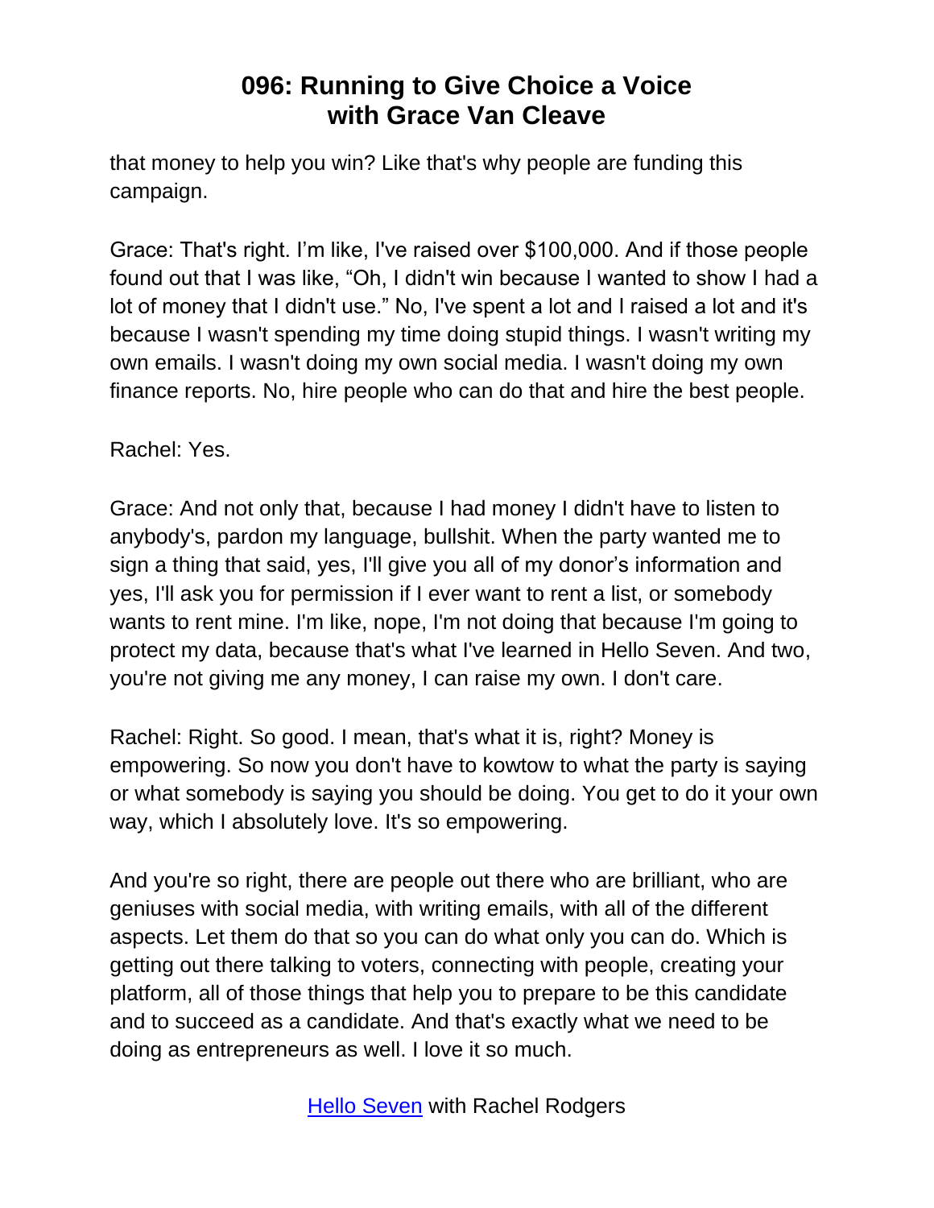that money to help you win? Like that's why people are funding this campaign.

Grace: That's right. I'm like, I've raised over $100,000. And if those people found out that I was like, "Oh, I didn't win because I wanted to show I had a lot of money that I didn't use." No, I've spent a lot and I raised a lot and it's because I wasn't spending my time doing stupid things. I wasn't writing my own emails. I wasn't doing my own social media. I wasn't doing my own finance reports. No, hire people who can do that and hire the best people.

Rachel: Yes.

Grace: And not only that, because I had money I didn't have to listen to anybody's, pardon my language, bullshit. When the party wanted me to sign a thing that said, yes, I'll give you all of my donor's information and yes, I'll ask you for permission if I ever want to rent a list, or somebody wants to rent mine. I'm like, nope, I'm not doing that because I'm going to protect my data, because that's what I've learned in Hello Seven. And two, you're not giving me any money, I can raise my own. I don't care.

Rachel: Right. So good. I mean, that's what it is, right? Money is empowering. So now you don't have to kowtow to what the party is saying or what somebody is saying you should be doing. You get to do it your own way, which I absolutely love. It's so empowering.

And you're so right, there are people out there who are brilliant, who are geniuses with social media, with writing emails, with all of the different aspects. Let them do that so you can do what only you can do. Which is getting out there talking to voters, connecting with people, creating your platform, all of those things that help you to prepare to be this candidate and to succeed as a candidate. And that's exactly what we need to be doing as entrepreneurs as well. I love it so much.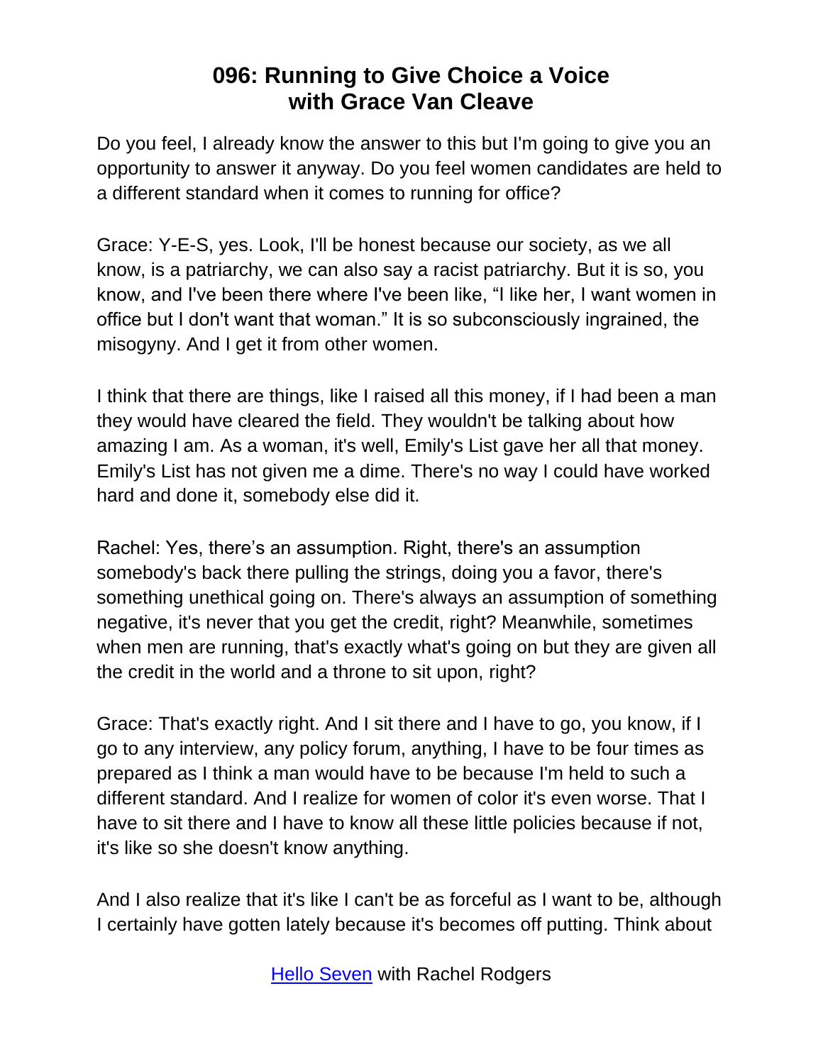Do you feel, I already know the answer to this but I'm going to give you an opportunity to answer it anyway. Do you feel women candidates are held to a different standard when it comes to running for office?

Grace: Y-E-S, yes. Look, I'll be honest because our society, as we all know, is a patriarchy, we can also say a racist patriarchy. But it is so, you know, and I've been there where I've been like, "I like her, I want women in office but I don't want that woman." It is so subconsciously ingrained, the misogyny. And I get it from other women.

I think that there are things, like I raised all this money, if I had been a man they would have cleared the field. They wouldn't be talking about how amazing I am. As a woman, it's well, Emily's List gave her all that money. Emily's List has not given me a dime. There's no way I could have worked hard and done it, somebody else did it.

Rachel: Yes, there's an assumption. Right, there's an assumption somebody's back there pulling the strings, doing you a favor, there's something unethical going on. There's always an assumption of something negative, it's never that you get the credit, right? Meanwhile, sometimes when men are running, that's exactly what's going on but they are given all the credit in the world and a throne to sit upon, right?

Grace: That's exactly right. And I sit there and I have to go, you know, if I go to any interview, any policy forum, anything, I have to be four times as prepared as I think a man would have to be because I'm held to such a different standard. And I realize for women of color it's even worse. That I have to sit there and I have to know all these little policies because if not, it's like so she doesn't know anything.

And I also realize that it's like I can't be as forceful as I want to be, although I certainly have gotten lately because it's becomes off putting. Think about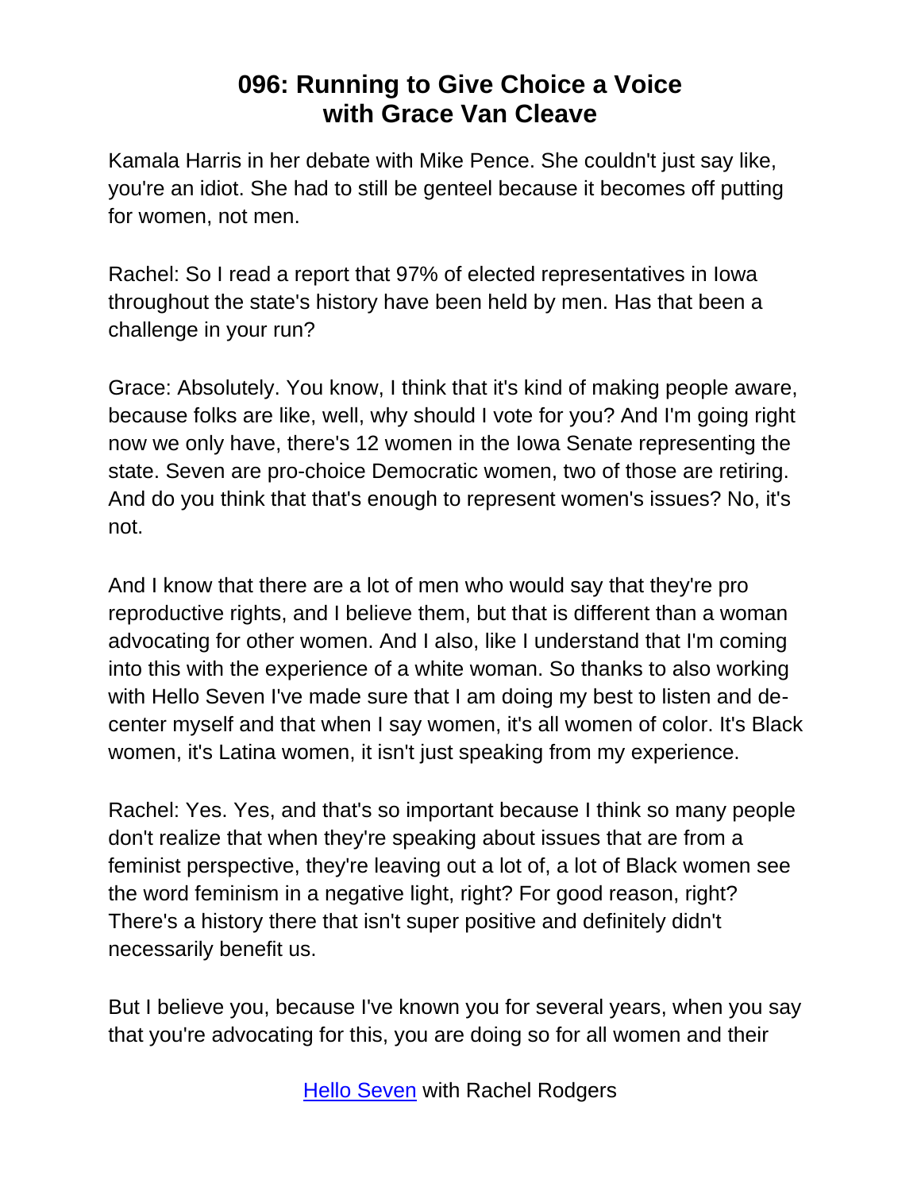Kamala Harris in her debate with Mike Pence. She couldn't just say like, you're an idiot. She had to still be genteel because it becomes off putting for women, not men.

Rachel: So I read a report that 97% of elected representatives in Iowa throughout the state's history have been held by men. Has that been a challenge in your run?

Grace: Absolutely. You know, I think that it's kind of making people aware, because folks are like, well, why should I vote for you? And I'm going right now we only have, there's 12 women in the Iowa Senate representing the state. Seven are pro-choice Democratic women, two of those are retiring. And do you think that that's enough to represent women's issues? No, it's not.

And I know that there are a lot of men who would say that they're pro reproductive rights, and I believe them, but that is different than a woman advocating for other women. And I also, like I understand that I'm coming into this with the experience of a white woman. So thanks to also working with Hello Seven I've made sure that I am doing my best to listen and de-center myself and that when I say women, it's all women of color. It's Black women, it's Latina women, it isn't just speaking from my experience.

Rachel: Yes. Yes, and that's so important because I think so many people don't realize that when they're speaking about issues that are from a feminist perspective, they're leaving out a lot of, a lot of Black women see the word feminism in a negative light, right? For good reason, right? There's a history there that isn't super positive and definitely didn't necessarily benefit us.

But I believe you, because I've known you for several years, when you say that you're advocating for this, you are doing so for all women and their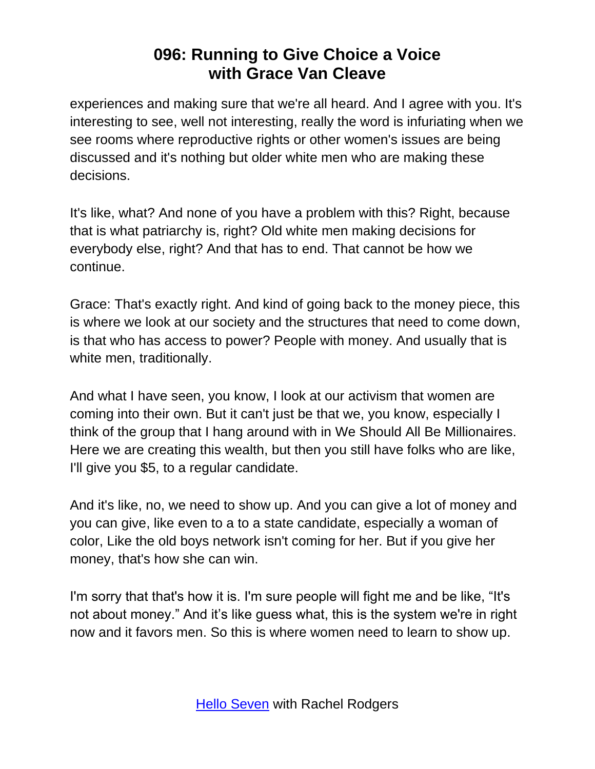experiences and making sure that we're all heard. And I agree with you. It's interesting to see, well not interesting, really the word is infuriating when we see rooms where reproductive rights or other women's issues are being discussed and it's nothing but older white men who are making these decisions.

It's like, what? And none of you have a problem with this? Right, because that is what patriarchy is, right? Old white men making decisions for everybody else, right? And that has to end. That cannot be how we continue.

Grace: That's exactly right. And kind of going back to the money piece, this is where we look at our society and the structures that need to come down, is that who has access to power? People with money. And usually that is white men, traditionally.

And what I have seen, you know, I look at our activism that women are coming into their own. But it can't just be that we, you know, especially I think of the group that I hang around with in We Should All Be Millionaires. Here we are creating this wealth, but then you still have folks who are like, I'll give you $5, to a regular candidate.

And it's like, no, we need to show up. And you can give a lot of money and you can give, like even to a to a state candidate, especially a woman of color, Like the old boys network isn't coming for her. But if you give her money, that's how she can win.

I'm sorry that that's how it is. I'm sure people will fight me and be like, "It's not about money." And it's like guess what, this is the system we're in right now and it favors men. So this is where women need to learn to show up.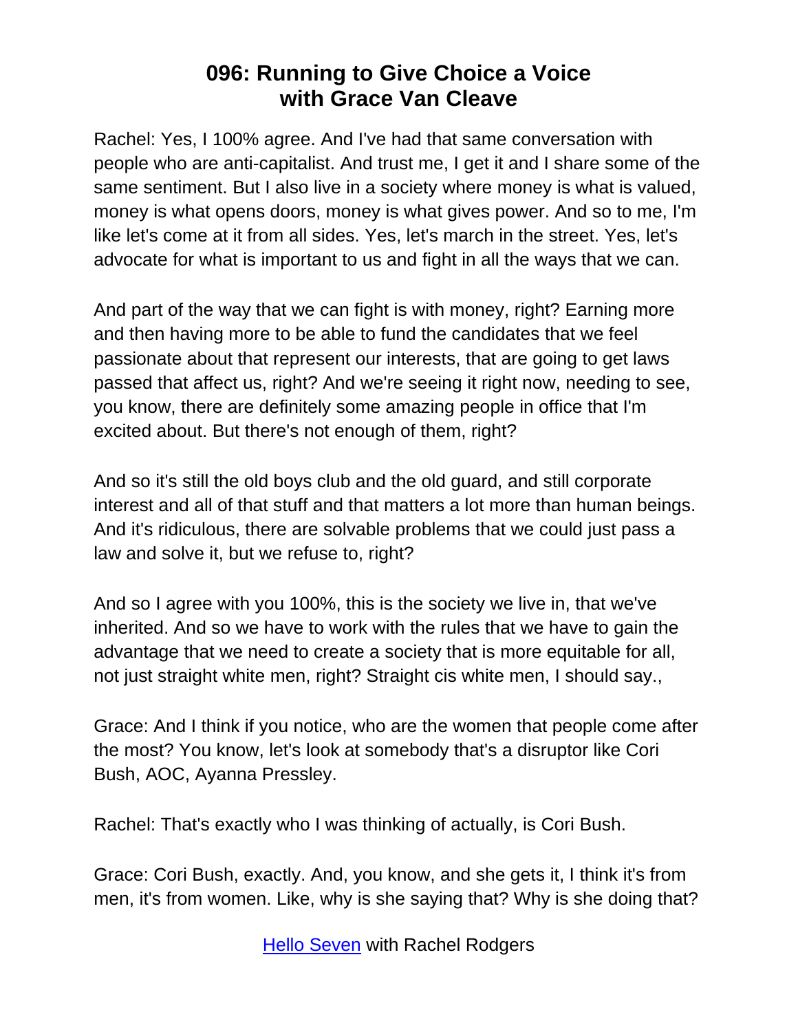Rachel: Yes, I 100% agree. And I've had that same conversation with people who are anti-capitalist. And trust me, I get it and I share some of the same sentiment. But I also live in a society where money is what is valued, money is what opens doors, money is what gives power. And so to me, I'm like let's come at it from all sides. Yes, let's march in the street. Yes, let's advocate for what is important to us and fight in all the ways that we can.

And part of the way that we can fight is with money, right? Earning more and then having more to be able to fund the candidates that we feel passionate about that represent our interests, that are going to get laws passed that affect us, right? And we're seeing it right now, needing to see, you know, there are definitely some amazing people in office that I'm excited about. But there's not enough of them, right?

And so it's still the old boys club and the old guard, and still corporate interest and all of that stuff and that matters a lot more than human beings. And it's ridiculous, there are solvable problems that we could just pass a law and solve it, but we refuse to, right?

And so I agree with you 100%, this is the society we live in, that we've inherited. And so we have to work with the rules that we have to gain the advantage that we need to create a society that is more equitable for all, not just straight white men, right? Straight cis white men, I should say.,

Grace: And I think if you notice, who are the women that people come after the most? You know, let's look at somebody that's a disruptor like Cori Bush, AOC, Ayanna Pressley.

Rachel: That's exactly who I was thinking of actually, is Cori Bush.

Grace: Cori Bush, exactly. And, you know, and she gets it, I think it's from men, it's from women. Like, why is she saying that? Why is she doing that?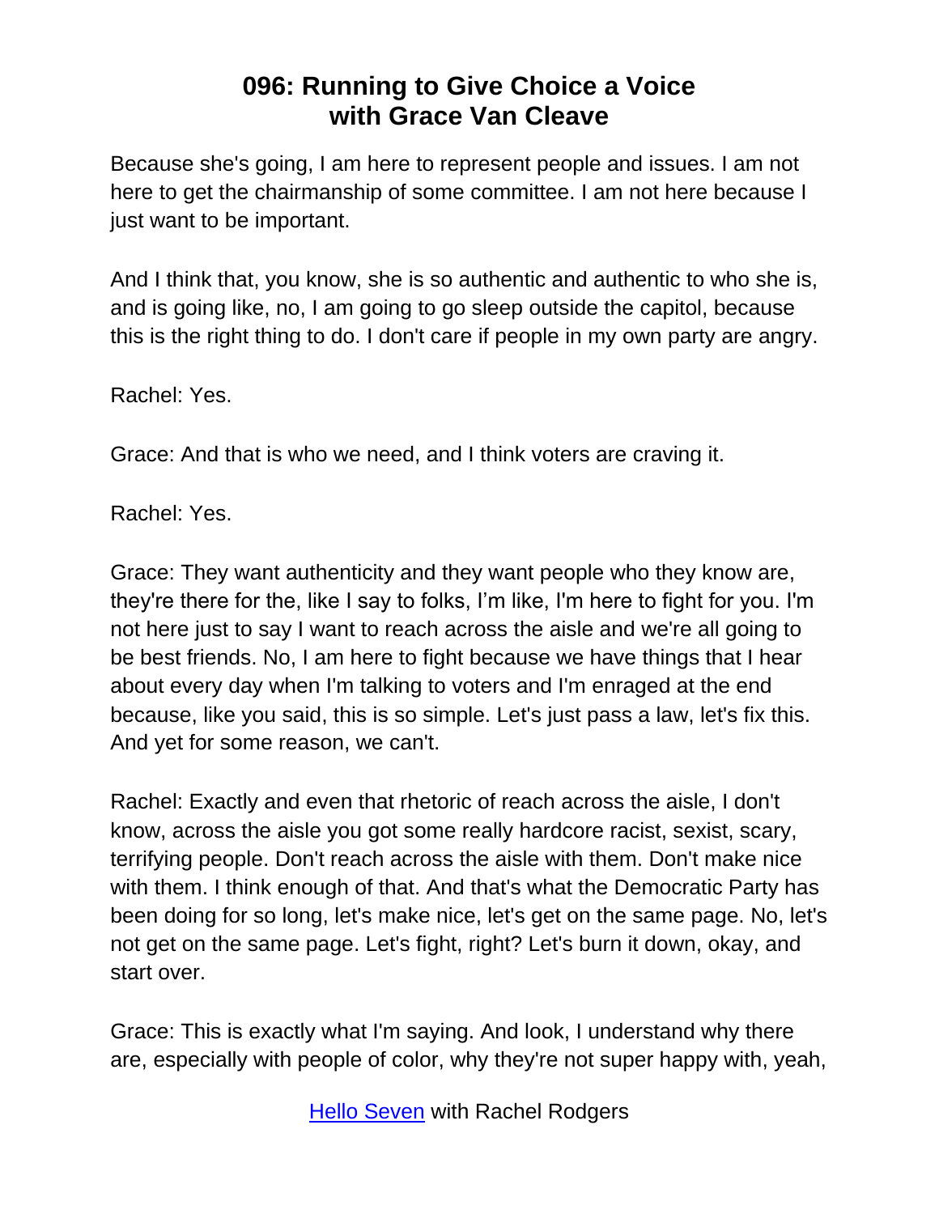Because she's going, I am here to represent people and issues. I am not here to get the chairmanship of some committee. I am not here because I just want to be important.

And I think that, you know, she is so authentic and authentic to who she is, and is going like, no, I am going to go sleep outside the capitol, because this is the right thing to do. I don't care if people in my own party are angry.

Rachel: Yes.

Grace: And that is who we need, and I think voters are craving it.

Rachel: Yes.

Grace: They want authenticity and they want people who they know are, they're there for the, like I say to folks, I'm like, I'm here to fight for you. I'm not here just to say I want to reach across the aisle and we're all going to be best friends. No, I am here to fight because we have things that I hear about every day when I'm talking to voters and I'm enraged at the end because, like you said, this is so simple. Let's just pass a law, let's fix this. And yet for some reason, we can't.

Rachel: Exactly and even that rhetoric of reach across the aisle, I don't know, across the aisle you got some really hardcore racist, sexist, scary, terrifying people. Don't reach across the aisle with them. Don't make nice with them. I think enough of that. And that's what the Democratic Party has been doing for so long, let's make nice, let's get on the same page. No, let's not get on the same page. Let's fight, right? Let's burn it down, okay, and start over.

Grace: This is exactly what I'm saying. And look, I understand why there are, especially with people of color, why they're not super happy with, yeah,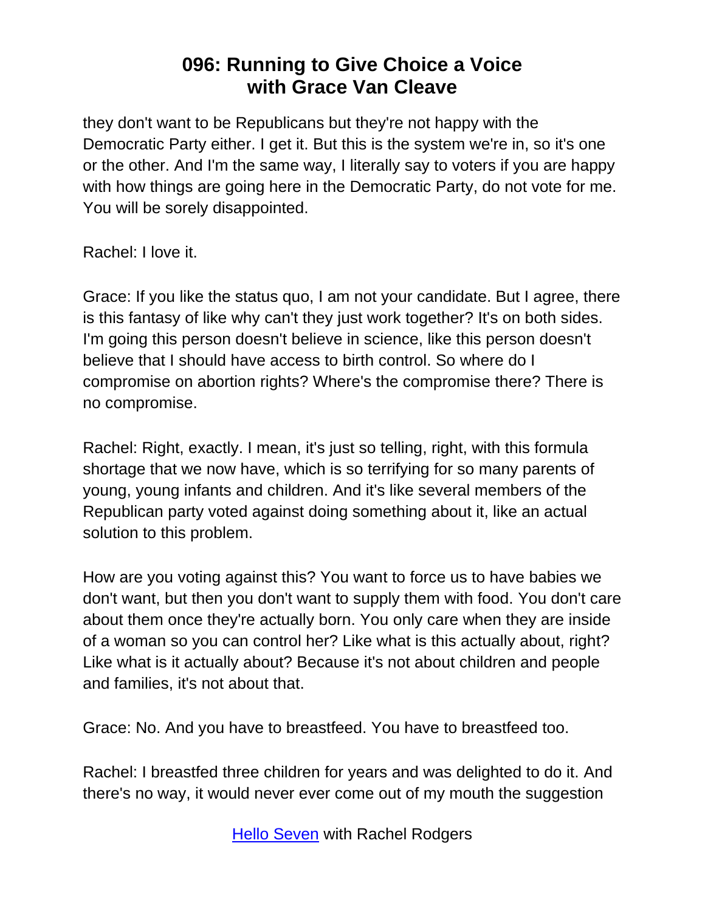they don't want to be Republicans but they're not happy with the Democratic Party either. I get it. But this is the system we're in, so it's one or the other. And I'm the same way, I literally say to voters if you are happy with how things are going here in the Democratic Party, do not vote for me. You will be sorely disappointed.

Rachel: I love it.

Grace: If you like the status quo, I am not your candidate. But I agree, there is this fantasy of like why can't they just work together? It's on both sides. I'm going this person doesn't believe in science, like this person doesn't believe that I should have access to birth control. So where do I compromise on abortion rights? Where's the compromise there? There is no compromise.

Rachel: Right, exactly. I mean, it's just so telling, right, with this formula shortage that we now have, which is so terrifying for so many parents of young, young infants and children. And it's like several members of the Republican party voted against doing something about it, like an actual solution to this problem.

How are you voting against this? You want to force us to have babies we don't want, but then you don't want to supply them with food. You don't care about them once they're actually born. You only care when they are inside of a woman so you can control her? Like what is this actually about, right? Like what is it actually about? Because it's not about children and people and families, it's not about that.

Grace: No. And you have to breastfeed. You have to breastfeed too.

Rachel: I breastfed three children for years and was delighted to do it. And there's no way, it would never ever come out of my mouth the suggestion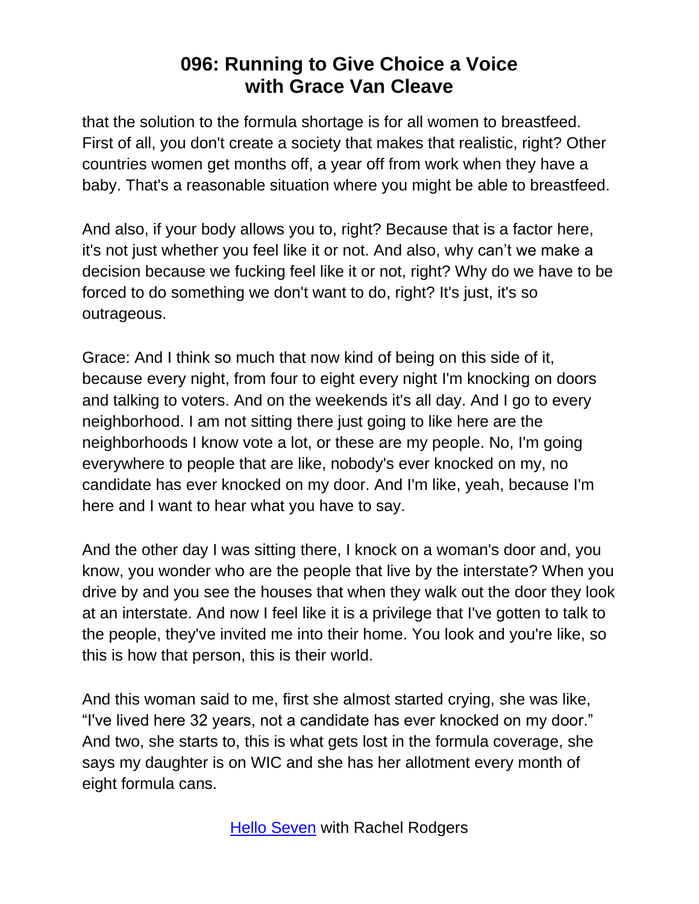that the solution to the formula shortage is for all women to breastfeed. First of all, you don't create a society that makes that realistic, right? Other countries women get months off, a year off from work when they have a baby. That's a reasonable situation where you might be able to breastfeed.

And also, if your body allows you to, right? Because that is a factor here, it's not just whether you feel like it or not. And also, why can't we make a decision because we fucking feel like it or not, right? Why do we have to be forced to do something we don't want to do, right? It's just, it's so outrageous.

Grace: And I think so much that now kind of being on this side of it, because every night, from four to eight every night I'm knocking on doors and talking to voters. And on the weekends it's all day. And I go to every neighborhood. I am not sitting there just going to like here are the neighborhoods I know vote a lot, or these are my people. No, I'm going everywhere to people that are like, nobody's ever knocked on my, no candidate has ever knocked on my door. And I'm like, yeah, because I'm here and I want to hear what you have to say.

And the other day I was sitting there, I knock on a woman's door and, you know, you wonder who are the people that live by the interstate? When you drive by and you see the houses that when they walk out the door they look at an interstate. And now I feel like it is a privilege that I've gotten to talk to the people, they've invited me into their home. You look and you're like, so this is how that person, this is their world.

And this woman said to me, first she almost started crying, she was like, "I've lived here 32 years, not a candidate has ever knocked on my door." And two, she starts to, this is what gets lost in the formula coverage, she says my daughter is on WIC and she has her allotment every month of eight formula cans.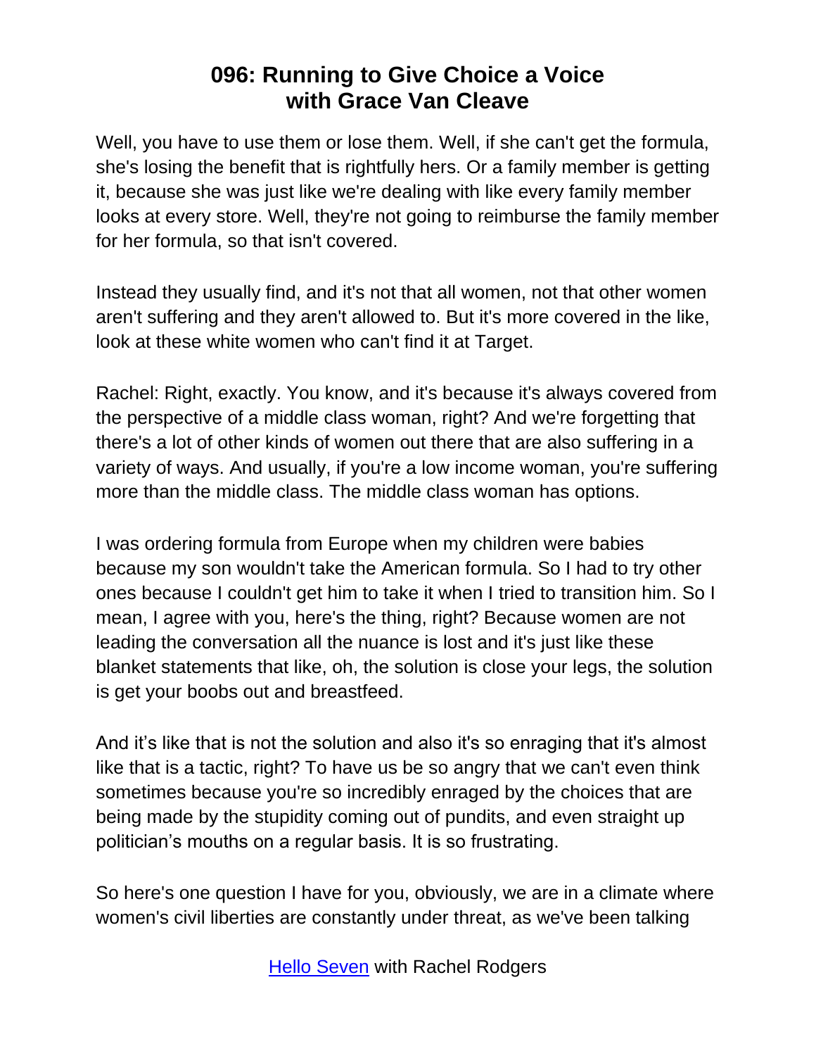Well, you have to use them or lose them. Well, if she can't get the formula, she's losing the benefit that is rightfully hers. Or a family member is getting it, because she was just like we're dealing with like every family member looks at every store. Well, they're not going to reimburse the family member for her formula, so that isn't covered.

Instead they usually find, and it's not that all women, not that other women aren't suffering and they aren't allowed to. But it's more covered in the like, look at these white women who can't find it at Target.

Rachel: Right, exactly. You know, and it's because it's always covered from the perspective of a middle class woman, right? And we're forgetting that there's a lot of other kinds of women out there that are also suffering in a variety of ways. And usually, if you're a low income woman, you're suffering more than the middle class. The middle class woman has options.

I was ordering formula from Europe when my children were babies because my son wouldn't take the American formula. So I had to try other ones because I couldn't get him to take it when I tried to transition him. So I mean, I agree with you, here's the thing, right? Because women are not leading the conversation all the nuance is lost and it's just like these blanket statements that like, oh, the solution is close your legs, the solution is get your boobs out and breastfeed.

And it's like that is not the solution and also it's so enraging that it's almost like that is a tactic, right? To have us be so angry that we can't even think sometimes because you're so incredibly enraged by the choices that are being made by the stupidity coming out of pundits, and even straight up politician's mouths on a regular basis. It is so frustrating.

So here's one question I have for you, obviously, we are in a climate where women's civil liberties are constantly under threat, as we've been talking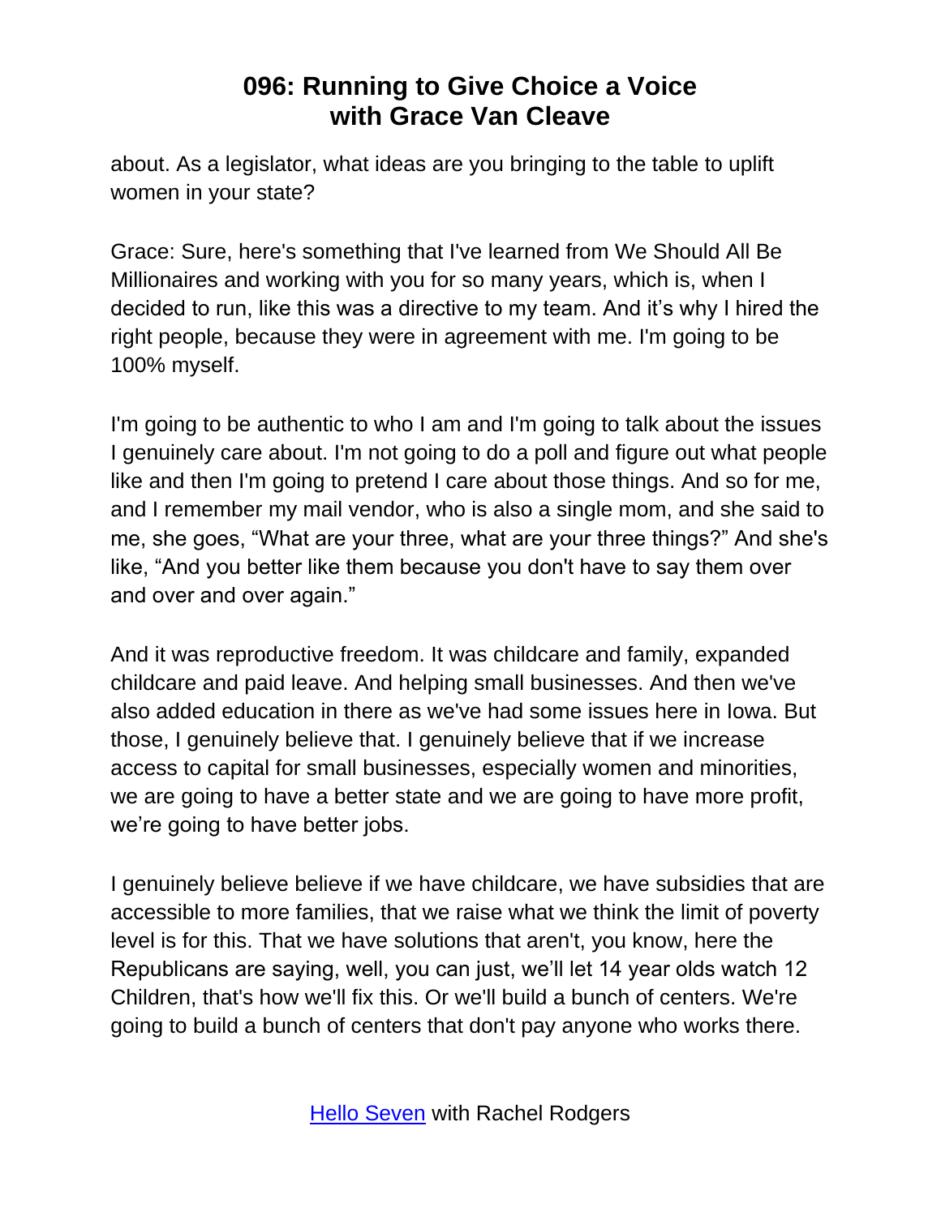about. As a legislator, what ideas are you bringing to the table to uplift women in your state?

Grace: Sure, here's something that I've learned from We Should All Be Millionaires and working with you for so many years, which is, when I decided to run, like this was a directive to my team. And it's why I hired the right people, because they were in agreement with me. I'm going to be 100% myself.

I'm going to be authentic to who I am and I'm going to talk about the issues I genuinely care about. I'm not going to do a poll and figure out what people like and then I'm going to pretend I care about those things. And so for me, and I remember my mail vendor, who is also a single mom, and she said to me, she goes, "What are your three, what are your three things?" And she's like, "And you better like them because you don't have to say them over and over and over again."

And it was reproductive freedom. It was childcare and family, expanded childcare and paid leave. And helping small businesses. And then we've also added education in there as we've had some issues here in Iowa. But those, I genuinely believe that. I genuinely believe that if we increase access to capital for small businesses, especially women and minorities, we are going to have a better state and we are going to have more profit, we're going to have better jobs.

I genuinely believe believe if we have childcare, we have subsidies that are accessible to more families, that we raise what we think the limit of poverty level is for this. That we have solutions that aren't, you know, here the Republicans are saying, well, you can just, we'll let 14 year olds watch 12 Children, that's how we'll fix this. Or we'll build a bunch of centers. We're going to build a bunch of centers that don't pay anyone who works there.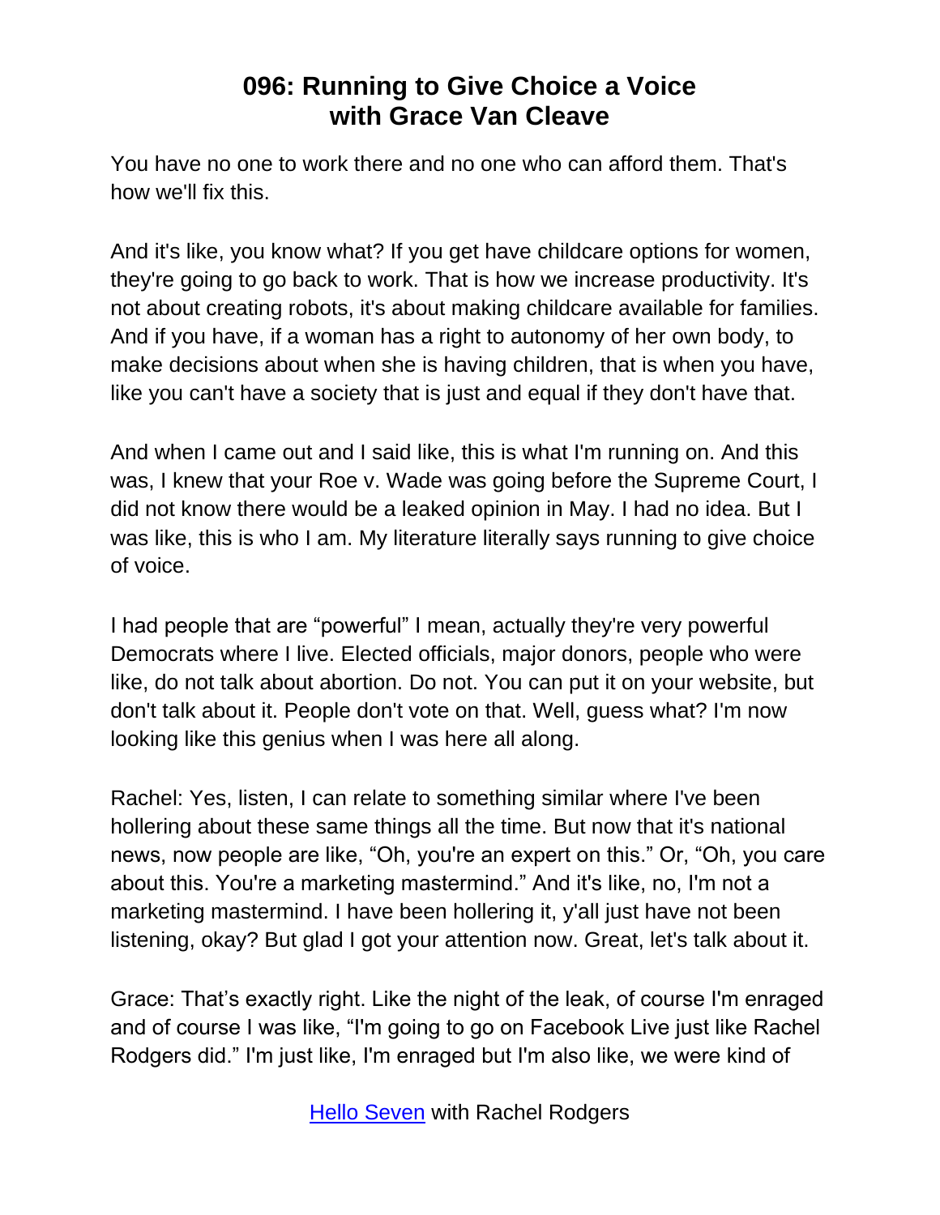You have no one to work there and no one who can afford them. That's how we'll fix this.

And it's like, you know what? If you get have childcare options for women, they're going to go back to work. That is how we increase productivity. It's not about creating robots, it's about making childcare available for families. And if you have, if a woman has a right to autonomy of her own body, to make decisions about when she is having children, that is when you have, like you can't have a society that is just and equal if they don't have that.

And when I came out and I said like, this is what I'm running on. And this was, I knew that your Roe v. Wade was going before the Supreme Court, I did not know there would be a leaked opinion in May. I had no idea. But I was like, this is who I am. My literature literally says running to give choice of voice.

I had people that are "powerful" I mean, actually they're very powerful Democrats where I live. Elected officials, major donors, people who were like, do not talk about abortion. Do not. You can put it on your website, but don't talk about it. People don't vote on that. Well, guess what? I'm now looking like this genius when I was here all along.

Rachel: Yes, listen, I can relate to something similar where I've been hollering about these same things all the time. But now that it's national news, now people are like, "Oh, you're an expert on this." Or, "Oh, you care about this. You're a marketing mastermind." And it's like, no, I'm not a marketing mastermind. I have been hollering it, y'all just have not been listening, okay? But glad I got your attention now. Great, let's talk about it.

Grace: That's exactly right. Like the night of the leak, of course I'm enraged and of course I was like, "I'm going to go on Facebook Live just like Rachel Rodgers did." I'm just like, I'm enraged but I'm also like, we were kind of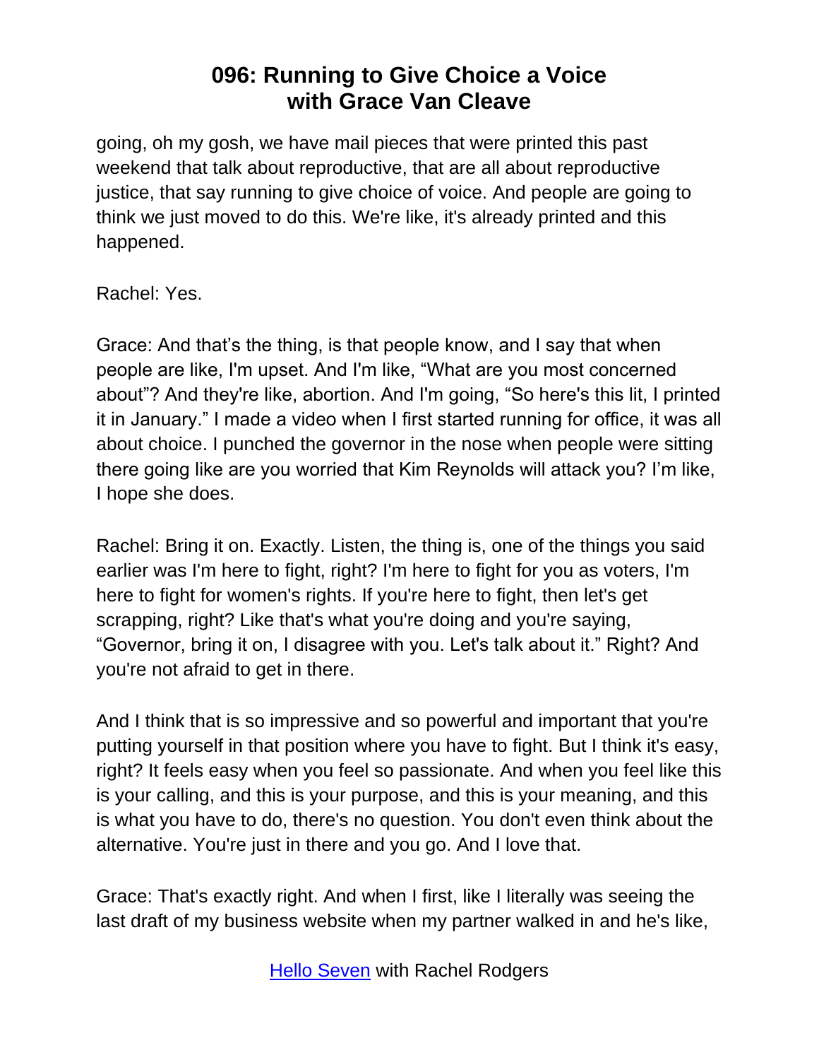going, oh my gosh, we have mail pieces that were printed this past weekend that talk about reproductive, that are all about reproductive justice, that say running to give choice of voice. And people are going to think we just moved to do this. We're like, it's already printed and this happened.

Rachel: Yes.

Grace: And that's the thing, is that people know, and I say that when people are like, I'm upset. And I'm like, "What are you most concerned about"? And they're like, abortion. And I'm going, "So here's this lit, I printed it in January." I made a video when I first started running for office, it was all about choice. I punched the governor in the nose when people were sitting there going like are you worried that Kim Reynolds will attack you? I'm like, I hope she does.

Rachel: Bring it on. Exactly. Listen, the thing is, one of the things you said earlier was I'm here to fight, right? I'm here to fight for you as voters, I'm here to fight for women's rights. If you're here to fight, then let's get scrapping, right? Like that's what you're doing and you're saying, "Governor, bring it on, I disagree with you. Let's talk about it." Right? And you're not afraid to get in there.

And I think that is so impressive and so powerful and important that you're putting yourself in that position where you have to fight. But I think it's easy, right? It feels easy when you feel so passionate. And when you feel like this is your calling, and this is your purpose, and this is your meaning, and this is what you have to do, there's no question. You don't even think about the alternative. You're just in there and you go. And I love that.

Grace: That's exactly right. And when I first, like I literally was seeing the last draft of my business website when my partner walked in and he's like,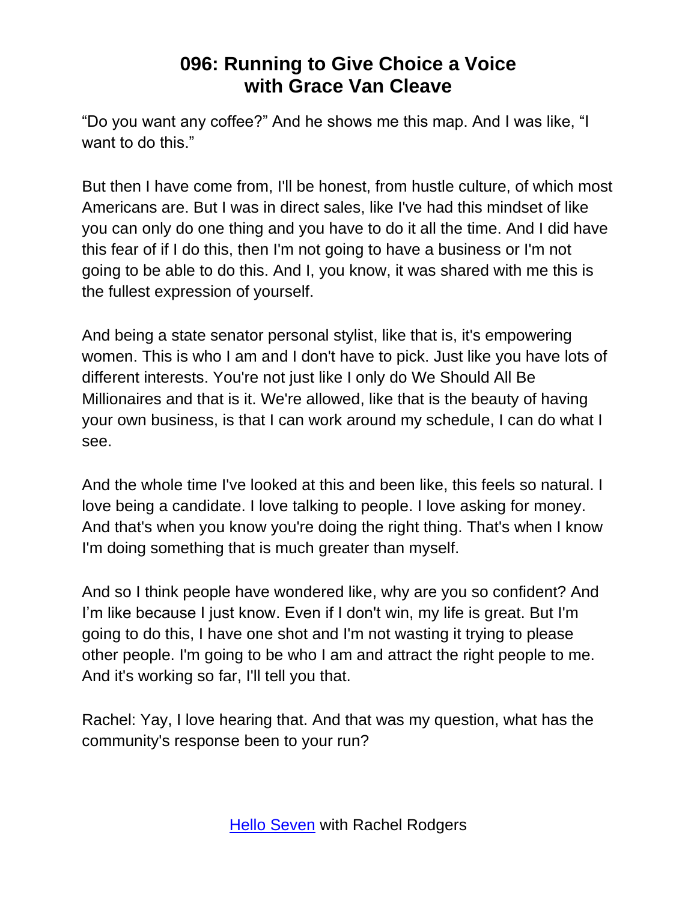"Do you want any coffee?" And he shows me this map. And I was like, "I want to do this."

But then I have come from, I'll be honest, from hustle culture, of which most Americans are. But I was in direct sales, like I've had this mindset of like you can only do one thing and you have to do it all the time. And I did have this fear of if I do this, then I'm not going to have a business or I'm not going to be able to do this. And I, you know, it was shared with me this is the fullest expression of yourself.

And being a state senator personal stylist, like that is, it's empowering women. This is who I am and I don't have to pick. Just like you have lots of different interests. You're not just like I only do We Should All Be Millionaires and that is it. We're allowed, like that is the beauty of having your own business, is that I can work around my schedule, I can do what I see.

And the whole time I've looked at this and been like, this feels so natural. I love being a candidate. I love talking to people. I love asking for money. And that's when you know you're doing the right thing. That's when I know I'm doing something that is much greater than myself.

And so I think people have wondered like, why are you so confident? And I'm like because I just know. Even if I don't win, my life is great. But I'm going to do this, I have one shot and I'm not wasting it trying to please other people. I'm going to be who I am and attract the right people to me. And it's working so far, I'll tell you that.

Rachel: Yay, I love hearing that. And that was my question, what has the community's response been to your run?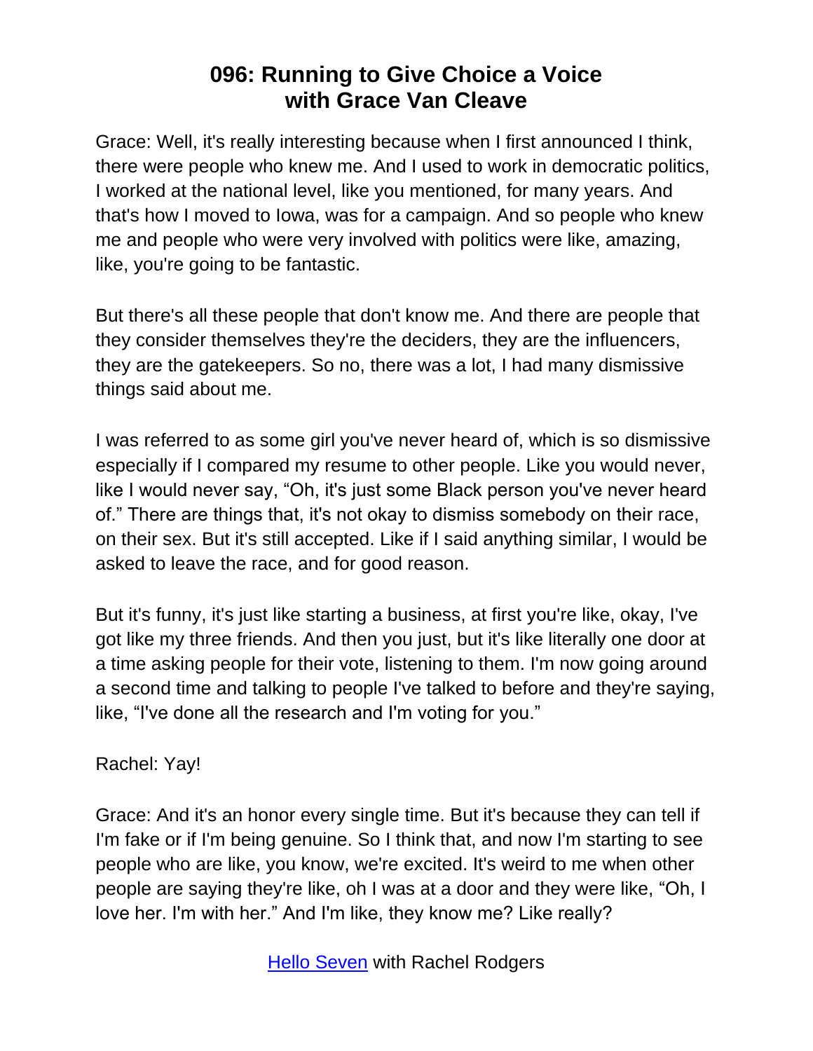Grace: Well, it's really interesting because when I first announced I think, there were people who knew me. And I used to work in democratic politics, I worked at the national level, like you mentioned, for many years. And that's how I moved to Iowa, was for a campaign. And so people who knew me and people who were very involved with politics were like, amazing, like, you're going to be fantastic.

But there's all these people that don't know me. And there are people that they consider themselves they're the deciders, they are the influencers, they are the gatekeepers. So no, there was a lot, I had many dismissive things said about me.

I was referred to as some girl you've never heard of, which is so dismissive especially if I compared my resume to other people. Like you would never, like I would never say, "Oh, it's just some Black person you've never heard of." There are things that, it's not okay to dismiss somebody on their race, on their sex. But it's still accepted. Like if I said anything similar, I would be asked to leave the race, and for good reason.

But it's funny, it's just like starting a business, at first you're like, okay, I've got like my three friends. And then you just, but it's like literally one door at a time asking people for their vote, listening to them. I'm now going around a second time and talking to people I've talked to before and they're saying, like, "I've done all the research and I'm voting for you."

Rachel: Yay!

Grace: And it's an honor every single time. But it's because they can tell if I'm fake or if I'm being genuine. So I think that, and now I'm starting to see people who are like, you know, we're excited. It's weird to me when other people are saying they're like, oh I was at a door and they were like, "Oh, I love her. I'm with her." And I'm like, they know me? Like really?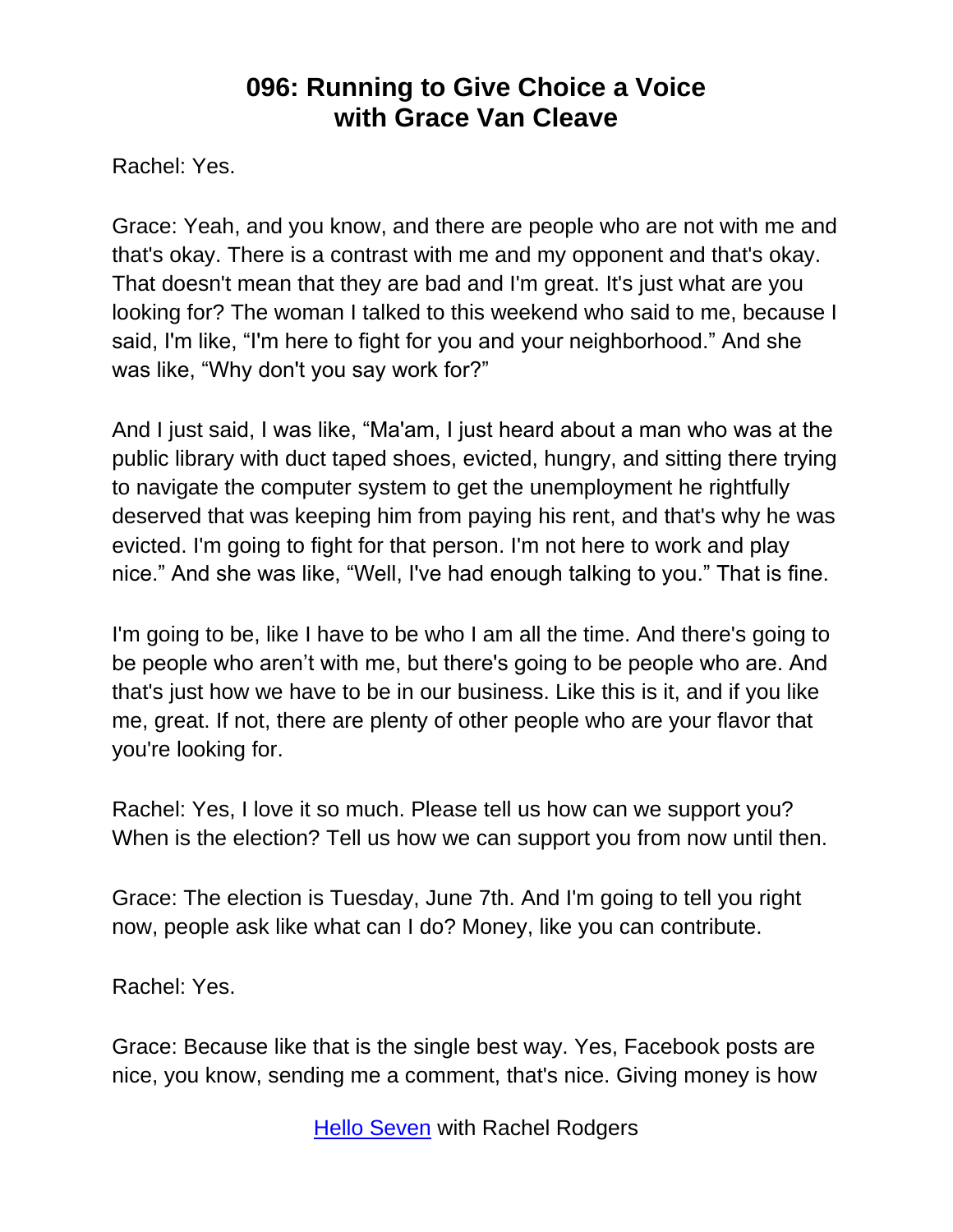Rachel: Yes.

Grace: Yeah, and you know, and there are people who are not with me and that's okay. There is a contrast with me and my opponent and that's okay. That doesn't mean that they are bad and I'm great. It's just what are you looking for? The woman I talked to this weekend who said to me, because I said, I'm like, "I'm here to fight for you and your neighborhood." And she was like, "Why don't you say work for?"

And I just said, I was like, "Ma'am, I just heard about a man who was at the public library with duct taped shoes, evicted, hungry, and sitting there trying to navigate the computer system to get the unemployment he rightfully deserved that was keeping him from paying his rent, and that's why he was evicted. I'm going to fight for that person. I'm not here to work and play nice." And she was like, "Well, I've had enough talking to you." That is fine.

I'm going to be, like I have to be who I am all the time. And there's going to be people who aren't with me, but there's going to be people who are. And that's just how we have to be in our business. Like this is it, and if you like me, great. If not, there are plenty of other people who are your flavor that you're looking for.

Rachel: Yes, I love it so much. Please tell us how can we support you? When is the election? Tell us how we can support you from now until then.

Grace: The election is Tuesday, June 7th. And I'm going to tell you right now, people ask like what can I do? Money, like you can contribute.

Rachel: Yes.

Grace: Because like that is the single best way. Yes, Facebook posts are nice, you know, sending me a comment, that's nice. Giving money is how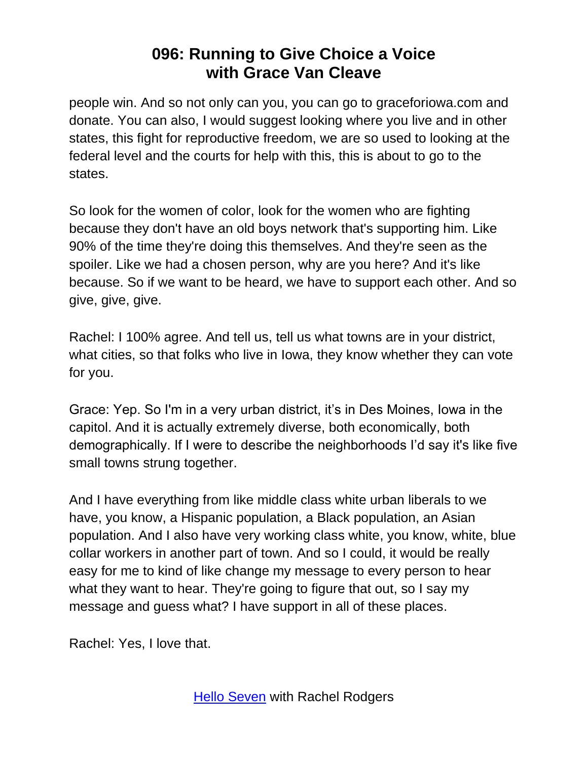people win. And so not only can you, you can go to graceforiowa.com and donate. You can also, I would suggest looking where you live and in other states, this fight for reproductive freedom, we are so used to looking at the federal level and the courts for help with this, this is about to go to the states.

So look for the women of color, look for the women who are fighting because they don't have an old boys network that's supporting him. Like 90% of the time they're doing this themselves. And they're seen as the spoiler. Like we had a chosen person, why are you here? And it's like because. So if we want to be heard, we have to support each other. And so give, give, give.

Rachel: I 100% agree. And tell us, tell us what towns are in your district, what cities, so that folks who live in Iowa, they know whether they can vote for you.

Grace: Yep. So I'm in a very urban district, it's in Des Moines, Iowa in the capitol. And it is actually extremely diverse, both economically, both demographically. If I were to describe the neighborhoods I'd say it's like five small towns strung together.

And I have everything from like middle class white urban liberals to we have, you know, a Hispanic population, a Black population, an Asian population. And I also have very working class white, you know, white, blue collar workers in another part of town. And so I could, it would be really easy for me to kind of like change my message to every person to hear what they want to hear. They're going to figure that out, so I say my message and guess what? I have support in all of these places.

Rachel: Yes, I love that.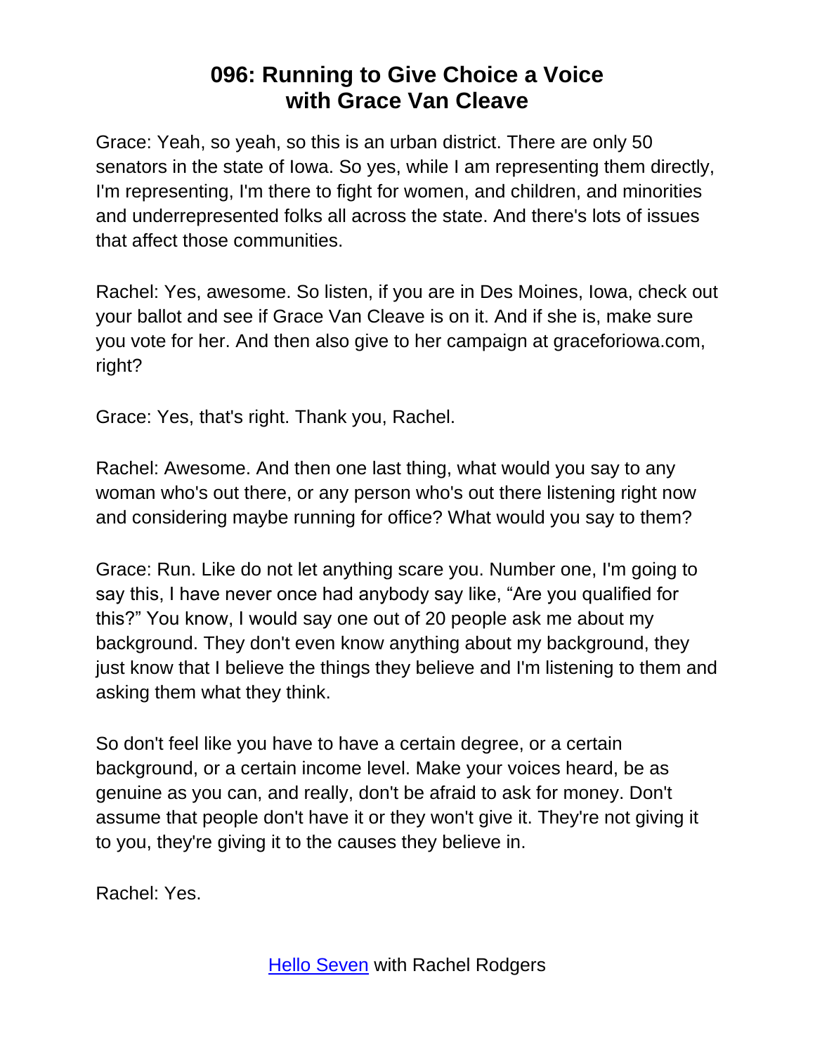# 096: Running to Give Choice a Voice with Grace Van Cleave

Grace: Yeah, so yeah, so this is an urban district. There are only 50 senators in the state of Iowa. So yes, while I am representing them directly, I'm representing, I'm there to fight for women, and children, and minorities and underrepresented folks all across the state. And there's lots of issues that affect those communities.

Rachel: Yes, awesome. So listen, if you are in Des Moines, Iowa, check out your ballot and see if Grace Van Cleave is on it. And if she is, make sure you vote for her. And then also give to her campaign at graceforiowa.com, right?

Grace: Yes, that's right. Thank you, Rachel.

Rachel: Awesome. And then one last thing, what would you say to any woman who's out there, or any person who's out there listening right now and considering maybe running for office? What would you say to them?

Grace: Run. Like do not let anything scare you. Number one, I'm going to say this, I have never once had anybody say like, "Are you qualified for this?" You know, I would say one out of 20 people ask me about my background. They don't even know anything about my background, they just know that I believe the things they believe and I'm listening to them and asking them what they think.

So don't feel like you have to have a certain degree, or a certain background, or a certain income level. Make your voices heard, be as genuine as you can, and really, don't be afraid to ask for money. Don't assume that people don't have it or they won't give it. They're not giving it to you, they're giving it to the causes they believe in.

Rachel: Yes.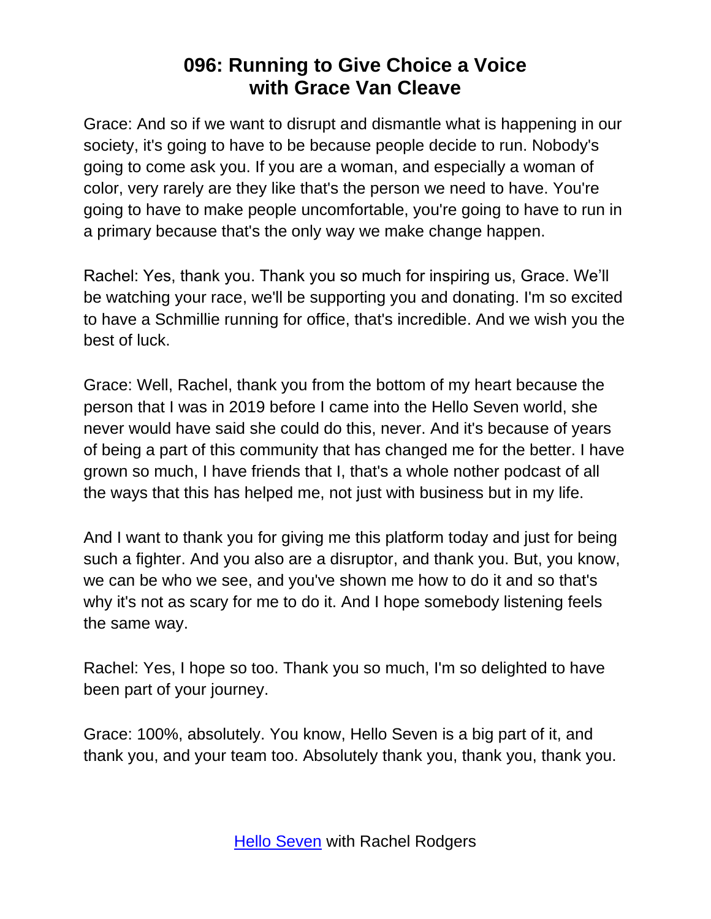# 096: Running to Give Choice a Voice with Grace Van Cleave

Grace: And so if we want to disrupt and dismantle what is happening in our society, it's going to have to be because people decide to run. Nobody's going to come ask you. If you are a woman, and especially a woman of color, very rarely are they like that's the person we need to have. You're going to have to make people uncomfortable, you're going to have to run in a primary because that's the only way we make change happen.

Rachel: Yes, thank you. Thank you so much for inspiring us, Grace. We'll be watching your race, we'll be supporting you and donating. I'm so excited to have a Schmillie running for office, that's incredible. And we wish you the best of luck.

Grace: Well, Rachel, thank you from the bottom of my heart because the person that I was in 2019 before I came into the Hello Seven world, she never would have said she could do this, never. And it's because of years of being a part of this community that has changed me for the better. I have grown so much, I have friends that I, that's a whole nother podcast of all the ways that this has helped me, not just with business but in my life.

And I want to thank you for giving me this platform today and just for being such a fighter. And you also are a disruptor, and thank you. But, you know, we can be who we see, and you've shown me how to do it and so that's why it's not as scary for me to do it. And I hope somebody listening feels the same way.

Rachel: Yes, I hope so too. Thank you so much, I'm so delighted to have been part of your journey.

Grace: 100%, absolutely. You know, Hello Seven is a big part of it, and thank you, and your team too. Absolutely thank you, thank you, thank you.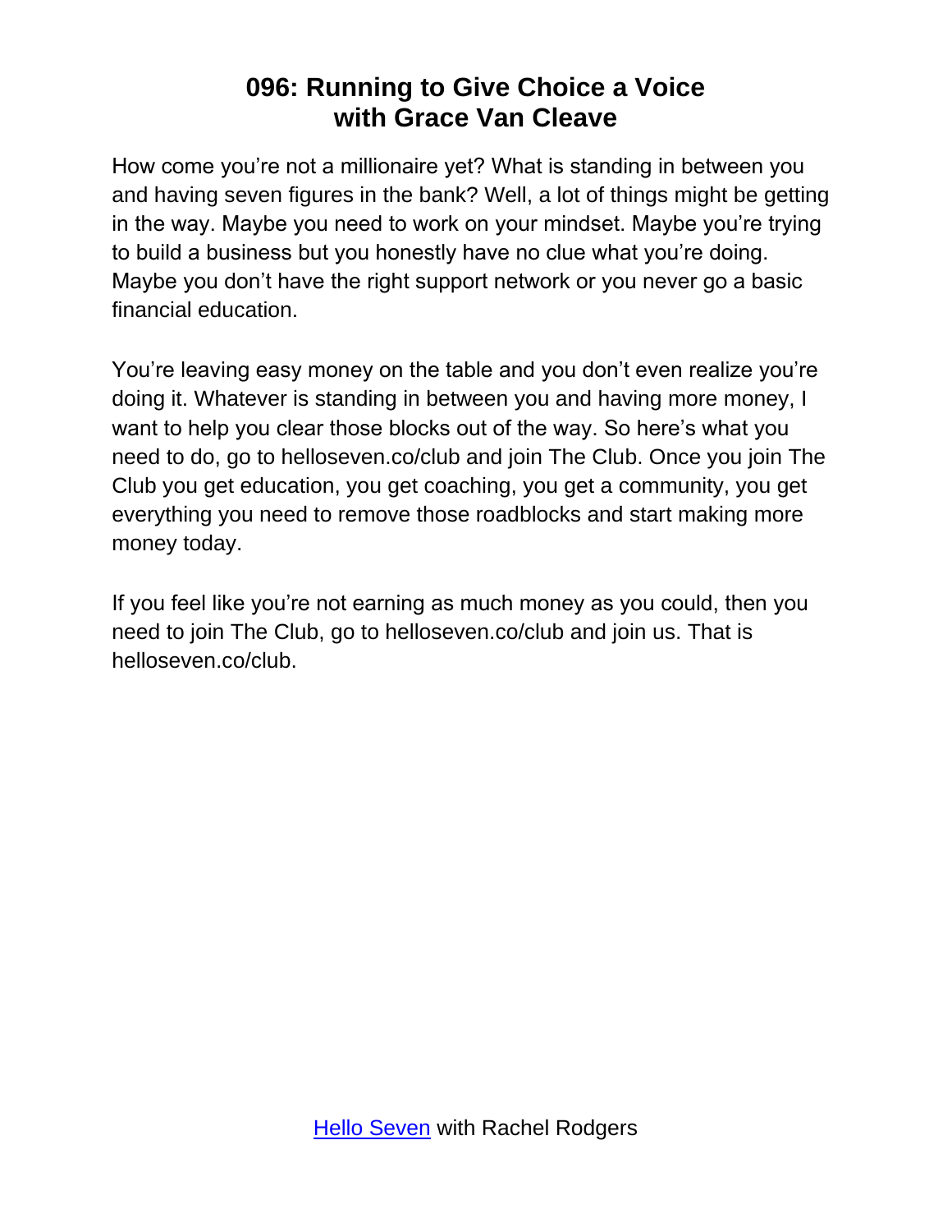# 096: Running to Give Choice a Voice with Grace Van Cleave

How come you're not a millionaire yet? What is standing in between you and having seven figures in the bank? Well, a lot of things might be getting in the way. Maybe you need to work on your mindset. Maybe you're trying to build a business but you honestly have no clue what you're doing. Maybe you don't have the right support network or you never go a basic financial education.

You're leaving easy money on the table and you don't even realize you're doing it. Whatever is standing in between you and having more money, I want to help you clear those blocks out of the way. So here's what you need to do, go to helloseven.co/club and join The Club. Once you join The Club you get education, you get coaching, you get a community, you get everything you need to remove those roadblocks and start making more money today.

If you feel like you're not earning as much money as you could, then you need to join The Club, go to helloseven.co/club and join us. That is helloseven.co/club.